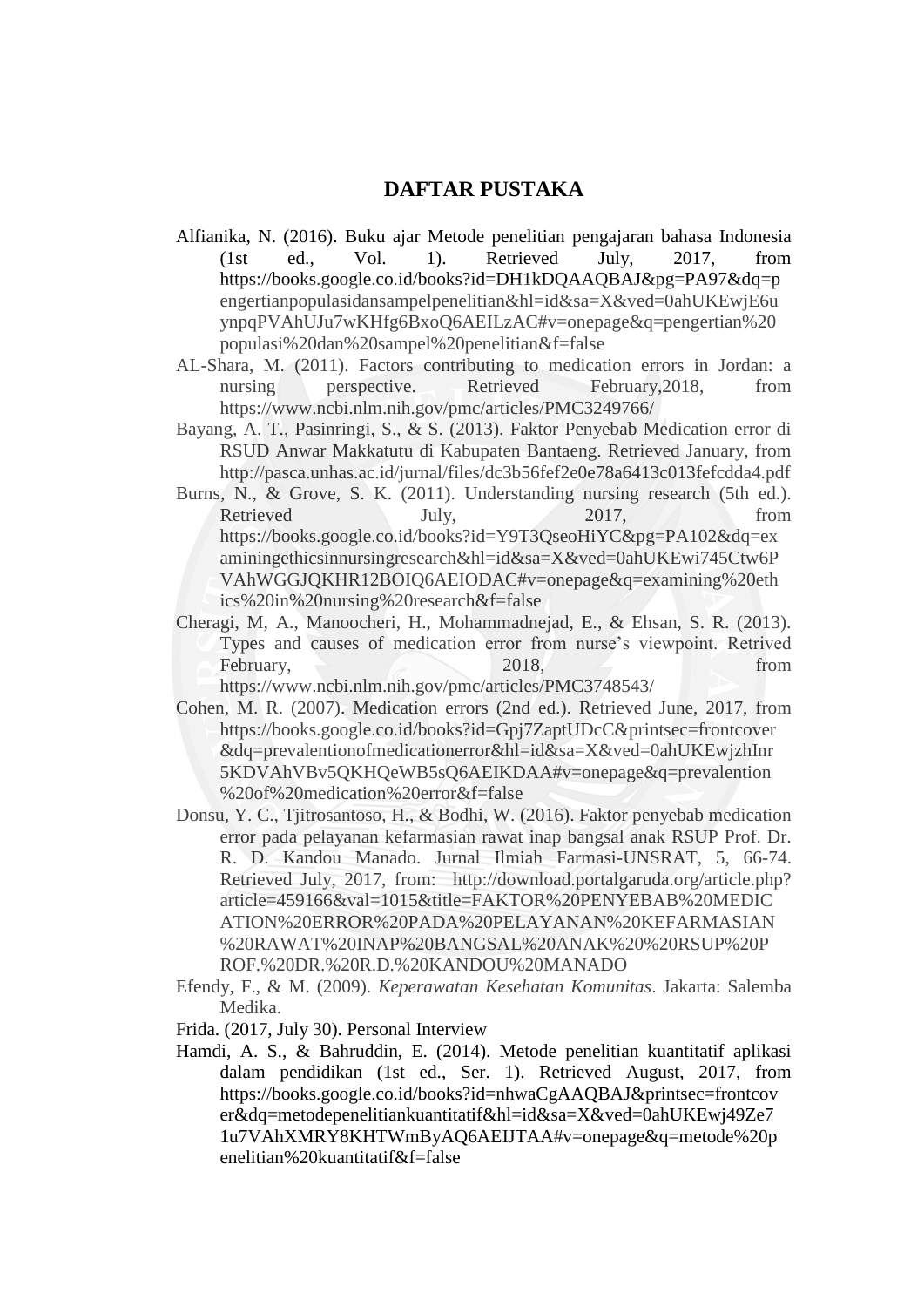# DAFTAR PUSTAKA

Alfianika, N. (2016). Buku ajar Metode penelitian pengajaran bahasa Indonesia (1st ed., Vol. 1). Retrieved July, 2017, from https://books.google.co.id/books?id=DH1kDQAAQBAJ&pg=PA97&dq=pengertianpopulasidansampelpenelitian&hl=id&sa=X&ved=0ahUKEwjE6uynpqPVAhUJu7wKHfg6BxoQ6AEILzAC#v=onepage&q=pengertian%20populasi%20dan%20sampel%20penelitian&f=false

AL-Shara, M. (2011). Factors contributing to medication errors in Jordan: a nursing perspective. Retrieved February,2018, from https://www.ncbi.nlm.nih.gov/pmc/articles/PMC3249766/

Bayang, A. T., Pasinringi, S., & S. (2013). Faktor Penyebab Medication error di RSUD Anwar Makkatutu di Kabupaten Bantaeng. Retrieved January, from http://pasca.unhas.ac.id/jurnal/files/dc3b56fef2e0e78a6413c013fefcdda4.pdf

Burns, N., & Grove, S. K. (2011). Understanding nursing research (5th ed.). Retrieved July, 2017, from https://books.google.co.id/books?id=Y9T3QseoHiYC&pg=PA102&dq=examiningethicsinnursingresearch&hl=id&sa=X&ved=0ahUKEwi745Ctw6PVAhWGGJQKHR12BOIQ6AEIODAC#v=onepage&q=examining%20ethics%20in%20nursing%20research&f=false

Cheragi, M, A., Manoocheri, H., Mohammadnejad, E., & Ehsan, S. R. (2013). Types and causes of medication error from nurse's viewpoint. Retrived February, 2018, from https://www.ncbi.nlm.nih.gov/pmc/articles/PMC3748543/

Cohen, M. R. (2007). Medication errors (2nd ed.). Retrieved June, 2017, from https://books.google.co.id/books?id=Gpj7ZaptUDcC&printsec=frontcover&dq=prevalentionofmedicationerror&hl=id&sa=X&ved=0ahUKEwjzhInr5KDVAhVBv5QKHQeWB5sQ6AEIKDAA#v=onepage&q=prevalention%20of%20medication%20error&f=false

Donsu, Y. C., Tjitrosantoso, H., & Bodhi, W. (2016). Faktor penyebab medication error pada pelayanan kefarmasian rawat inap bangsal anak RSUP Prof. Dr. R. D. Kandou Manado. Jurnal Ilmiah Farmasi-UNSRAT, 5, 66-74. Retrieved July, 2017, from: http://download.portalgaruda.org/article.php?article=459166&val=1015&title=FAKTOR%20PENYEBAB%20MEDICATION%20ERROR%20PADA%20PELAYANAN%20KEFARMASIAN%20RAWAT%20INAP%20BANGSAL%20ANAK%20%20RSUP%20PROF.%20DR.%20R.D.%20KANDOU%20MANADO

Efendy, F., & M. (2009). *Keperawatan Kesehatan Komunitas*. Jakarta: Salemba Medika.

Frida. (2017, July 30). Personal Interview

Hamdi, A. S., & Bahruddin, E. (2014). Metode penelitian kuantitatif aplikasi dalam pendidikan (1st ed., Ser. 1). Retrieved August, 2017, from https://books.google.co.id/books?id=nhwaCgAAQBAJ&printsec=frontcover&dq=metodepenelitiankuantitatif&hl=id&sa=X&ved=0ahUKEwj49Ze71u7VAhXMRY8KHTWmByAQ6AEIJTAA#v=onepage&q=metode%20penelitian%20kuantitatif&f=false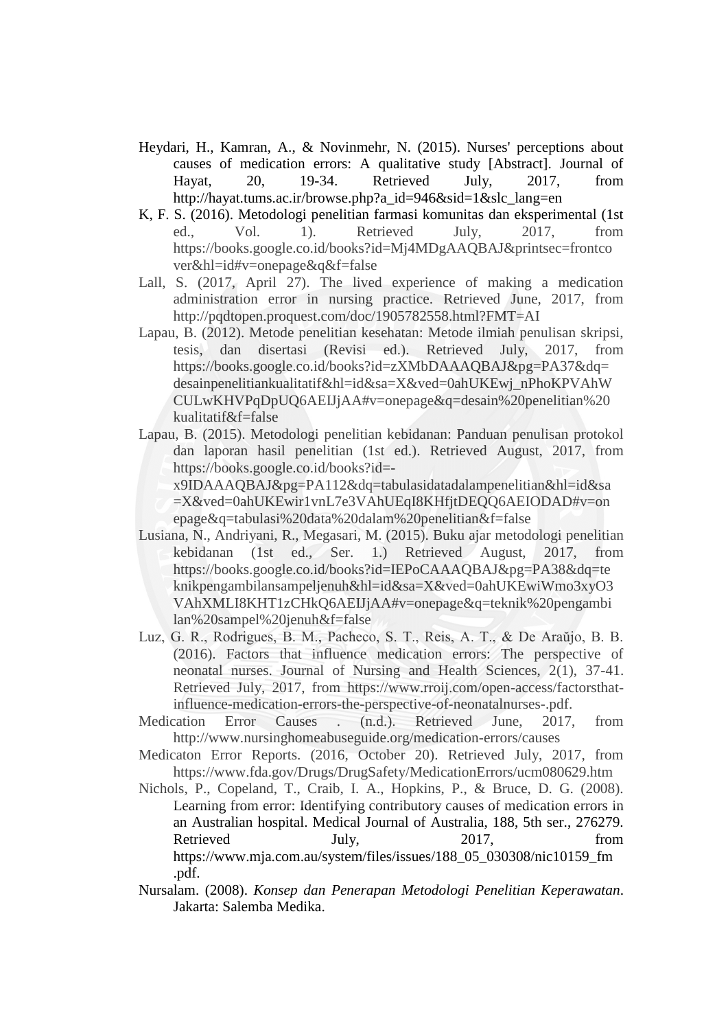Heydari, H., Kamran, A., & Novinmehr, N. (2015). Nurses' perceptions about causes of medication errors: A qualitative study [Abstract]. Journal of Hayat, 20, 19-34. Retrieved July, 2017, from http://hayat.tums.ac.ir/browse.php?a_id=946&sid=1&slc_lang=en

K, F. S. (2016). Metodologi penelitian farmasi komunitas dan eksperimental (1st ed., Vol. 1). Retrieved July, 2017, from https://books.google.co.id/books?id=Mj4MDgAAQBAJ&printsec=frontcover&hl=id#v=onepage&q&f=false

Lall, S. (2017, April 27). The lived experience of making a medication administration error in nursing practice. Retrieved June, 2017, from http://pqdtopen.proquest.com/doc/1905782558.html?FMT=AI

Lapau, B. (2012). Metode penelitian kesehatan: Metode ilmiah penulisan skripsi, tesis, dan disertasi (Revisi ed.). Retrieved July, 2017, from https://books.google.co.id/books?id=zXMbDAAAQBAJ&pg=PA37&dq=desainpenelitiankualitatif&hl=id&sa=X&ved=0ahUKEwj_nPhoKPVAhWCULwKHVPqDpUQ6AEIJjAA#v=onepage&q=desain%20penelitian%20kualitatif&f=false

Lapau, B. (2015). Metodologi penelitian kebidanan: Panduan penulisan protokol dan laporan hasil penelitian (1st ed.). Retrieved August, 2017, from https://books.google.co.id/books?id=-x9IDAAAQBAJ&pg=PA112&dq=tabulasidatadalampenelitian&hl=id&sa=X&ved=0ahUKEwir1vnL7e3VAhUEqI8KHfjtDEQQ6AEIODAD#v=onepage&q=tabulasi%20data%20dalam%20penelitian&f=false

Lusiana, N., Andriyani, R., Megasari, M. (2015). Buku ajar metodologi penelitian kebidanan (1st ed., Ser. 1.) Retrieved August, 2017, from https://books.google.co.id/books?id=IEPoCAAAQBAJ&pg=PA38&dq=teknikpengambilansampeljenuh&hl=id&sa=X&ved=0ahUKEwiWmo3xyO3VAhXMLI8KHT1zCHkQ6AEIJjAA#v=onepage&q=teknik%20pengambilan%20sampel%20jenuh&f=false

Luz, G. R., Rodrigues, B. M., Pacheco, S. T., Reis, A. T., & De Araŭjo, B. B. (2016). Factors that influence medication errors: The perspective of neonatal nurses. Journal of Nursing and Health Sciences, 2(1), 37-41. Retrieved July, 2017, from https://www.rroij.com/open-access/factorsthat-influence-medication-errors-the-perspective-of-neonatalnurses-.pdf.

Medication Error Causes . (n.d.). Retrieved June, 2017, from http://www.nursinghomeabuseguide.org/medication-errors/causes

Medicaton Error Reports. (2016, October 20). Retrieved July, 2017, from https://www.fda.gov/Drugs/DrugSafety/MedicationErrors/ucm080629.htm

Nichols, P., Copeland, T., Craib, I. A., Hopkins, P., & Bruce, D. G. (2008). Learning from error: Identifying contributory causes of medication errors in an Australian hospital. Medical Journal of Australia, 188, 5th ser., 276279. Retrieved July, 2017, from https://www.mja.com.au/system/files/issues/188_05_030308/nic10159_fm.pdf.

Nursalam. (2008). *Konsep dan Penerapan Metodologi Penelitian Keperawatan*. Jakarta: Salemba Medika.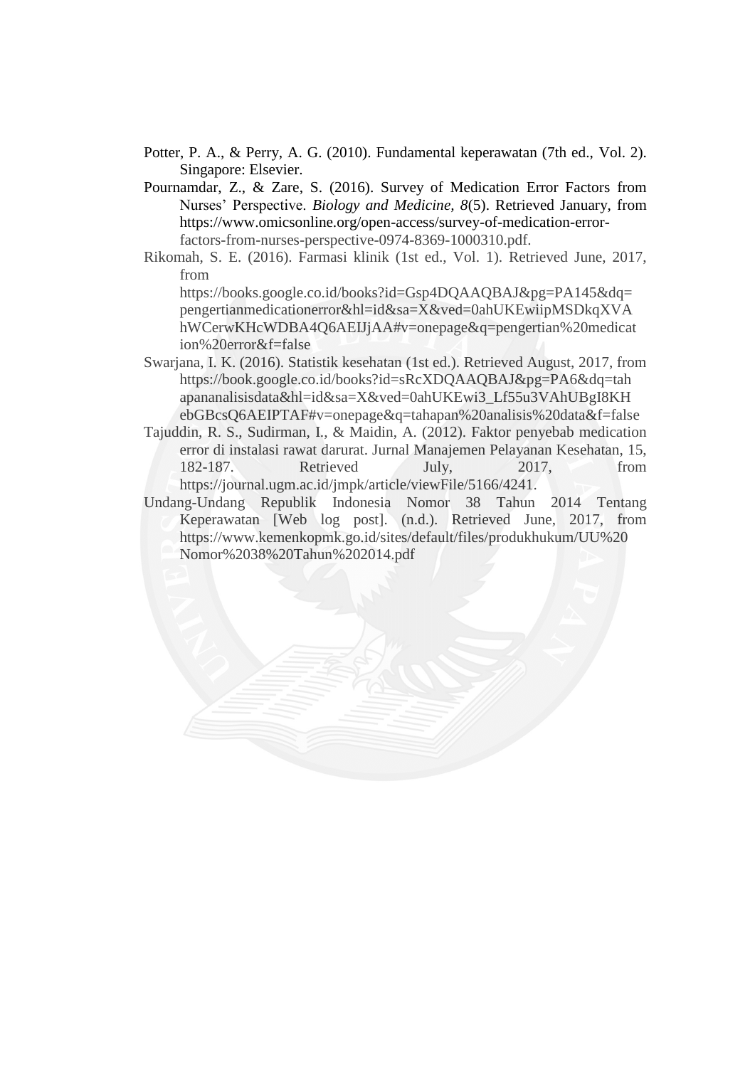Potter, P. A., & Perry, A. G. (2010). Fundamental keperawatan (7th ed., Vol. 2). Singapore: Elsevier.

Pournamdar, Z., & Zare, S. (2016). Survey of Medication Error Factors from Nurses' Perspective. *Biology and Medicine, 8*(5). Retrieved January, from https://www.omicsonline.org/open-access/survey-of-medication-error-factors-from-nurses-perspective-0974-8369-1000310.pdf.

Rikomah, S. E. (2016). Farmasi klinik (1st ed., Vol. 1). Retrieved June, 2017, from https://books.google.co.id/books?id=Gsp4DQAAQBAJ&pg=PA145&dq=pengertianmedicationerror&hl=id&sa=X&ved=0ahUKEwiipMSDkqXVAhWCerwKHcWDBA4Q6AEIJjAA#v=onepage&q=pengertian%20medication%20error&f=false

Swarjana, I. K. (2016). Statistik kesehatan (1st ed.). Retrieved August, 2017, from https://book.google.co.id/books?id=sRcXDQAAQBAJ&pg=PA6&dq=tahapananalisisdata&hl=id&sa=X&ved=0ahUKEwi3_Lf55u3VAhUBgI8KHebGBcsQ6AEIPTAF#v=onepage&q=tahapan%20analisis%20data&f=false

Tajuddin, R. S., Sudirman, I., & Maidin, A. (2012). Faktor penyebab medication error di instalasi rawat darurat. Jurnal Manajemen Pelayanan Kesehatan, 15, 182-187. Retrieved July, 2017, from https://journal.ugm.ac.id/jmpk/article/viewFile/5166/4241.

Undang-Undang Republik Indonesia Nomor 38 Tahun 2014 Tentang Keperawatan [Web log post]. (n.d.). Retrieved June, 2017, from https://www.kemenkopmk.go.id/sites/default/files/produkhukum/UU%20Nomor%2038%20Tahun%202014.pdf